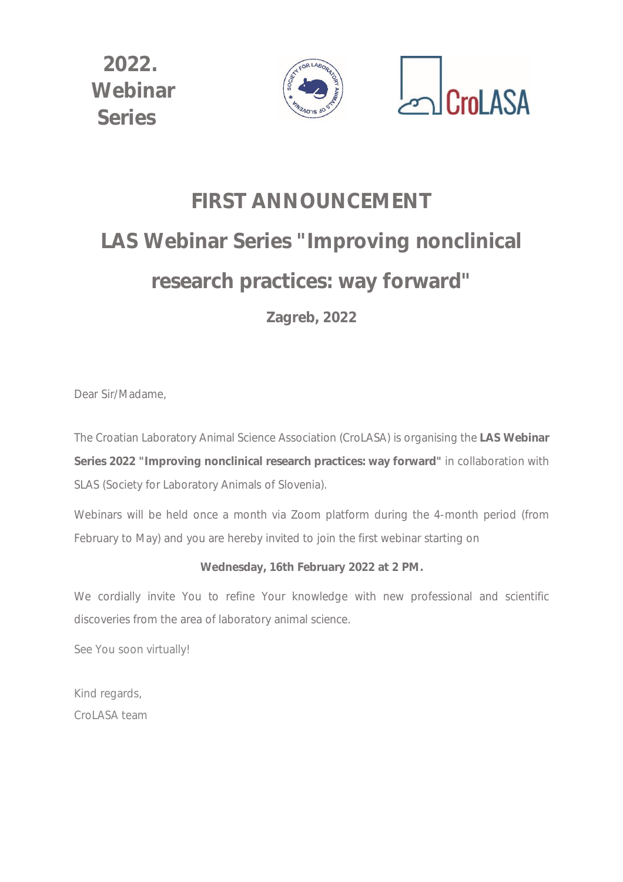**2022. Webinar Series**

CroLASA

# FIRST ANNOUNCEMENT

# LAS Webinar Series "Improving nonclinical research practices: way forward"

**Zagreb, 2022**

Dear Sir/Madame,

The Croatian Laboratory Animal Science Association (CroLASA) is organising the **LAS Webinar Series 2022 "Improving nonclinical research practices: way forward"** in collaboration with SLAS (Society for Laboratory Animals of Slovenia).

Webinars will be held once a month via Zoom platform during the 4-month period (from February to May) and you are hereby invited to join the first webinar starting on

**Wednesday, 16th February 2022 at 2 PM.**

We cordially invite You to refine Your knowledge with new professional and scientific discoveries from the area of laboratory animal science.

See You soon virtually!

Kind regards,
CroLASA team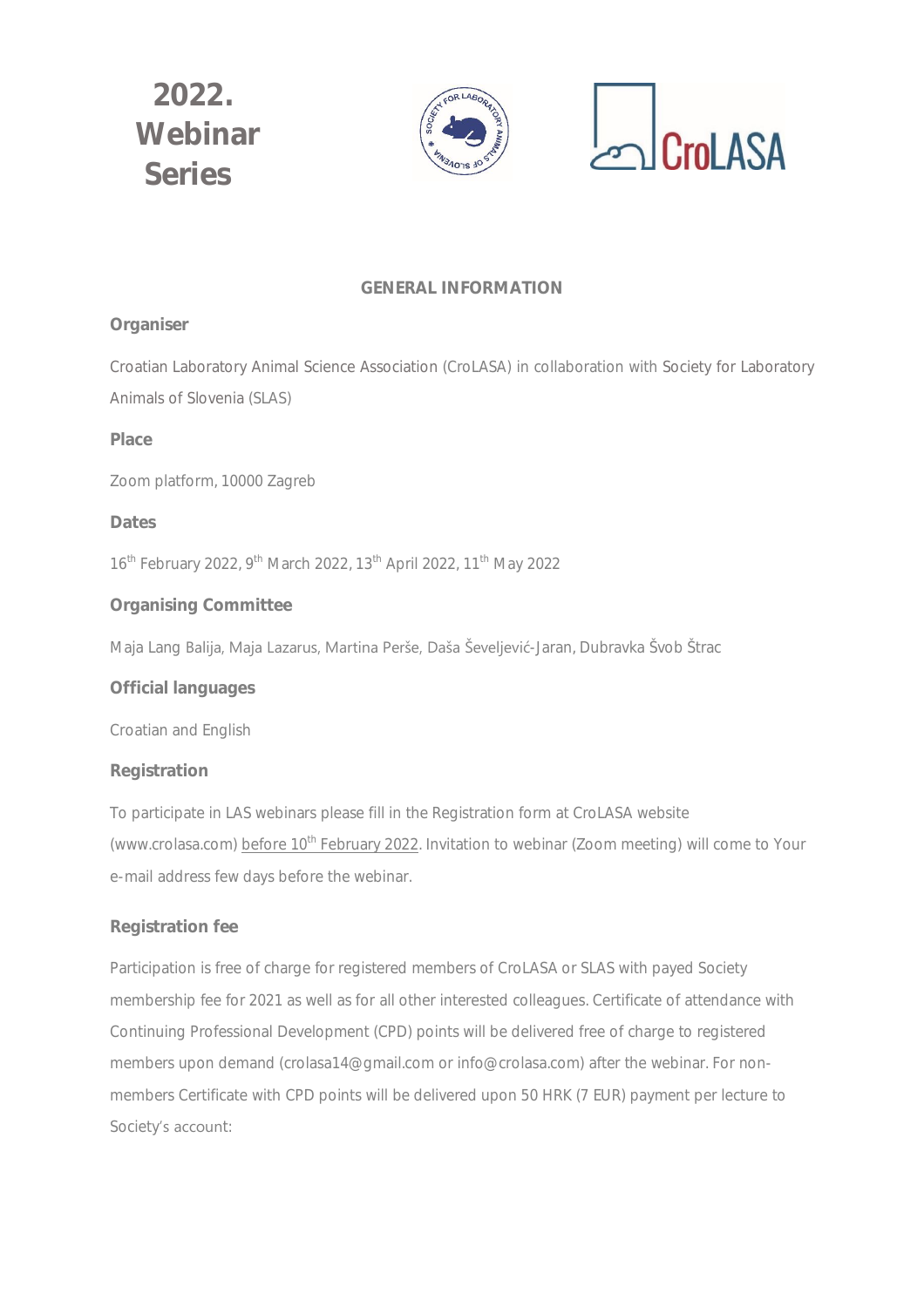# 2022. Webinar Series

## GENERAL INFORMATION

### Organiser

Croatian Laboratory Animal Science Association (CroLASA) in collaboration with Society for Laboratory Animals of Slovenia (SLAS)

### Place

Zoom platform, 10000 Zagreb

### Dates

16th February 2022, 9th March 2022, 13th April 2022, 11th May 2022

### Organising Committee

Maja Lang Balija, Maja Lazarus, Martina Perše, Daša Ševeljević-Jaran, Dubravka Švob Štrac

### Official languages

Croatian and English

### Registration

To participate in LAS webinars please fill in the Registration form at CroLASA website (www.crolasa.com) before 10th February 2022. Invitation to webinar (Zoom meeting) will come to Your e-mail address few days before the webinar.

### Registration fee

Participation is free of charge for registered members of CroLASA or SLAS with payed Society membership fee for 2021 as well as for all other interested colleagues. Certificate of attendance with Continuing Professional Development (CPD) points will be delivered free of charge to registered members upon demand (crolasa14@gmail.com or info@crolasa.com) after the webinar. For non-members Certificate with CPD points will be delivered upon 50 HRK (7 EUR) payment per lecture to Society's account: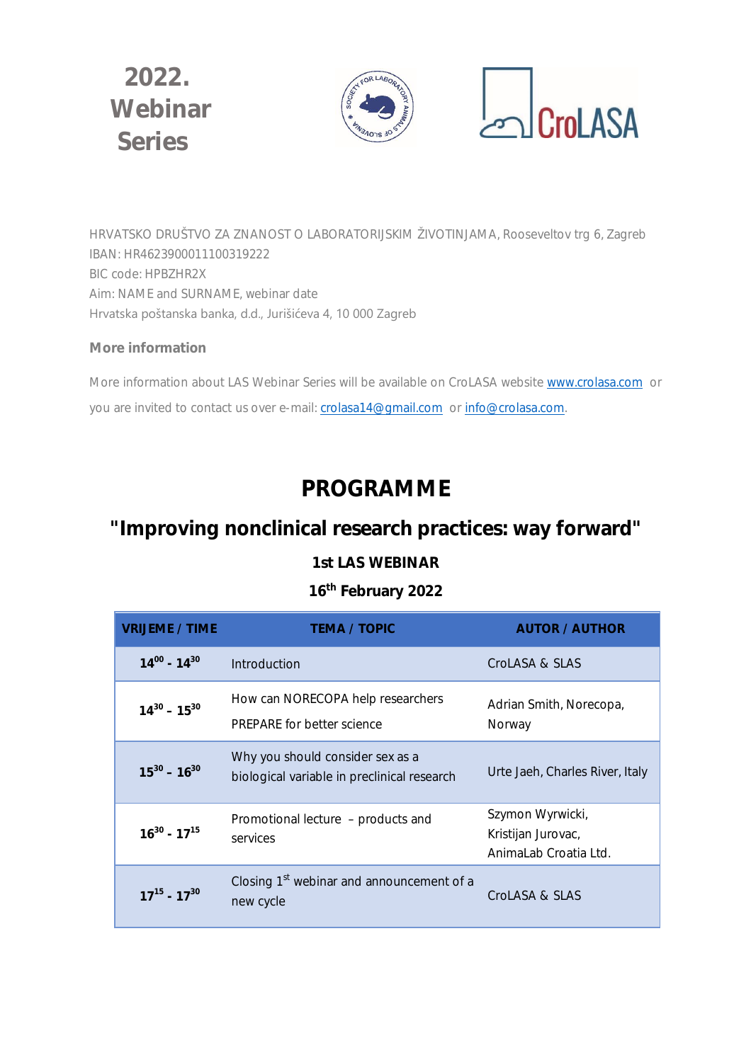# 2022. Webinar Series

HRVATSKO DRUŠTVO ZA ZNANOST O LABORATORIJSKIM ŽIVOTINJAMA, Rooseveltov trg 6, Zagreb
IBAN: HR4623900011100319222
BIC code: HPBZHR2X
Aim: NAME and SURNAME, webinar date
Hrvatska poštanska banka, d.d., Jurišićeva 4, 10 000 Zagreb

**More information**

More information about LAS Webinar Series will be available on CroLASA website www.crolasa.com or you are invited to contact us over e-mail: crolasa14@gmail.com or info@crolasa.com.

# PROGRAMME

## "Improving nonclinical research practices: way forward"

### 1st LAS WEBINAR

### 16th February 2022

| VRIJEME / TIME | TEMA / TOPIC | AUTOR / AUTHOR |
|---|---|---|
| $14^{00}$ - $14^{30}$ | Introduction | CroLASA & SLAS |
| $14^{30}$ – $15^{30}$ | How can NORECOPA help researchers PREPARE for better science | Adrian Smith, Norecopa, Norway |
| $15^{30}$ – $16^{30}$ | Why you should consider sex as a biological variable in preclinical research | Urte Jaeh, Charles River, Italy |
| $16^{30}$ - $17^{15}$ | Promotional lecture – products and services | Szymon Wyrwicki, Kristijan Jurovac, AnimaLab Croatia Ltd. |
| $17^{15}$ - $17^{30}$ | Closing 1st webinar and announcement of a new cycle | CroLASA & SLAS |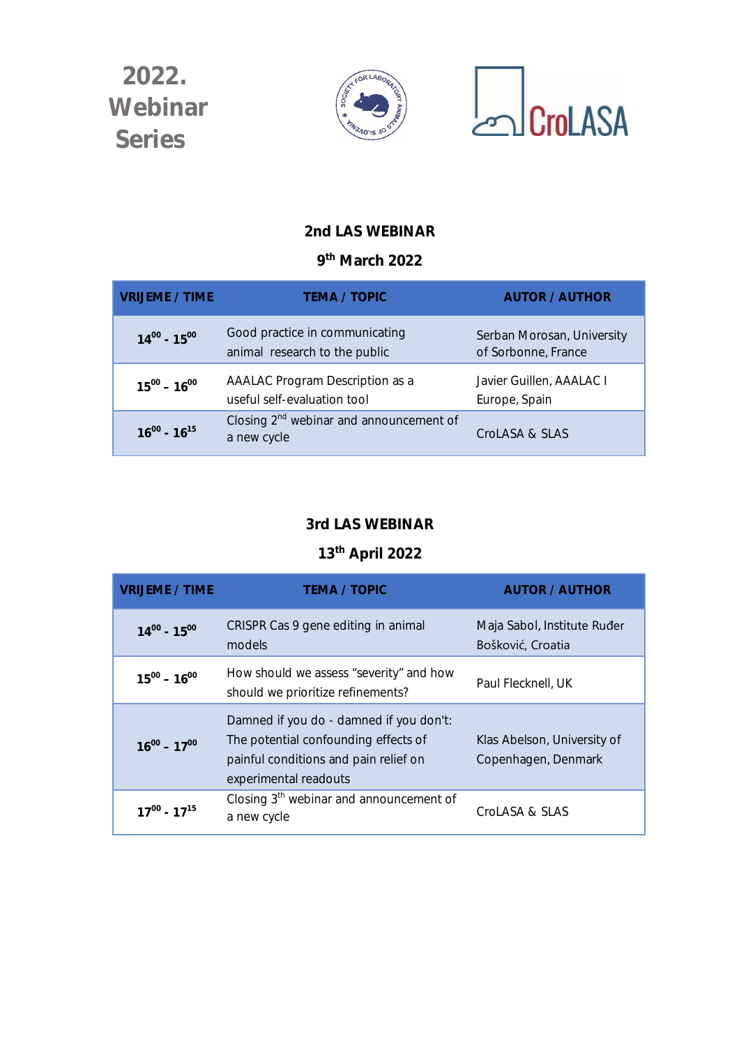**2022. Webinar Series**

CroLASA

## 2nd LAS WEBINAR

### 9th March 2022

| VRIJEME / TIME | TEMA / TOPIC | AUTOR / AUTHOR |
|---|---|---|
| $14^{00}$ - $15^{00}$ | Good practice in communicating animal research to the public | Serban Morosan, University of Sorbonne, France |
| $15^{00}$ – $16^{00}$ | AAALAC Program Description as a useful self-evaluation tool | Javier Guillen, AAALAC I Europe, Spain |
| $16^{00}$ - $16^{15}$ | Closing 2nd webinar and announcement of a new cycle | CroLASA & SLAS |

## 3rd LAS WEBINAR

### 13th April 2022

| VRIJEME / TIME | TEMA / TOPIC | AUTOR / AUTHOR |
|---|---|---|
| $14^{00}$ - $15^{00}$ | CRISPR Cas 9 gene editing in animal models | Maja Sabol, Institute Ruđer Bošković, Croatia |
| $15^{00}$ – $16^{00}$ | How should we assess "severity" and how should we prioritize refinements? | Paul Flecknell, UK |
| $16^{00}$ – $17^{00}$ | Damned if you do - damned if you don't: The potential confounding effects of painful conditions and pain relief on experimental readouts | Klas Abelson, University of Copenhagen, Denmark |
| $17^{00}$ - $17^{15}$ | Closing 3th webinar and announcement of a new cycle | CroLASA & SLAS |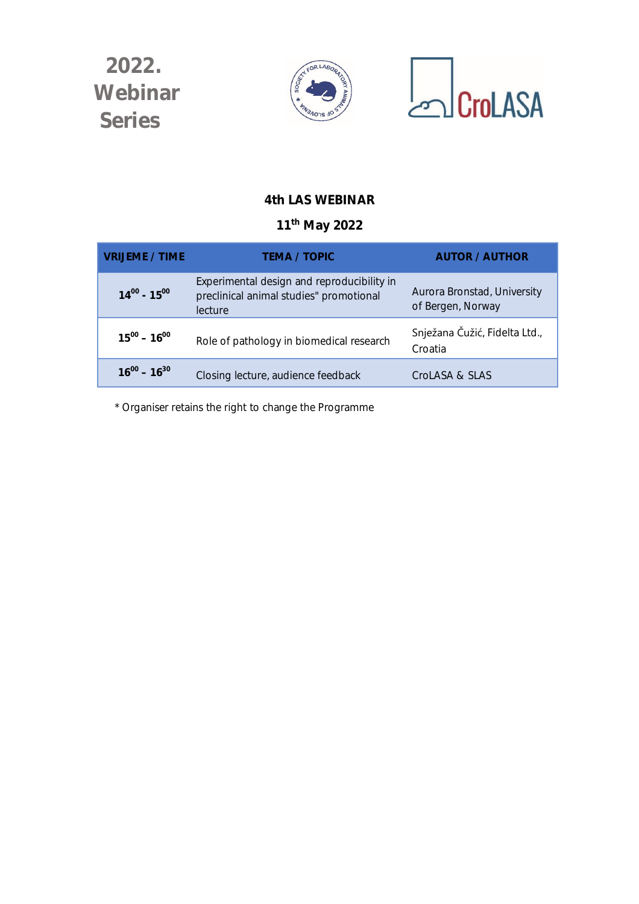2022. Webinar Series

CroLASA

### 4th LAS WEBINAR

### $11^{th}$ May 2022

| VRIJEME / TIME | TEMA / TOPIC | AUTOR / AUTHOR |
|---|---|---|
| $14^{00}$ - $15^{00}$ | Experimental design and reproducibility in preclinical animal studies" promotional lecture | Aurora Bronstad, University of Bergen, Norway |
| $15^{00}$ – $16^{00}$ | Role of pathology in biomedical research | Snježana Čužić, Fidelta Ltd., Croatia |
| $16^{00}$ – $16^{30}$ | Closing lecture, audience feedback | CroLASA & SLAS |

* Organiser retains the right to change the Programme